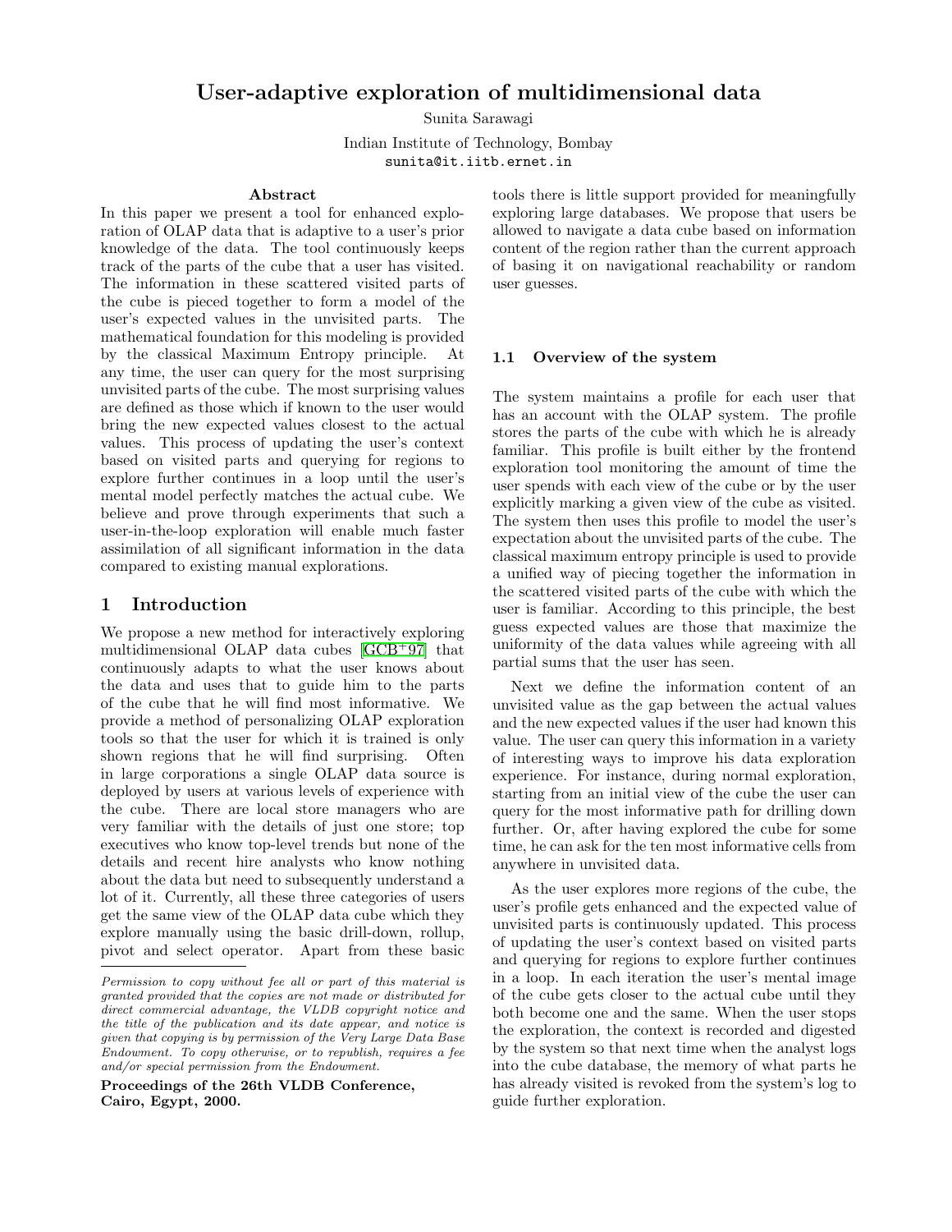# User-adaptive exploration of multidimensional data

Sunita Sarawagi

Indian Institute of Technology, Bombay

sunita@it.iitb.ernet.in

## Abstract

In this paper we present a tool for enhanced exploration of OLAP data that is adaptive to a user's prior knowledge of the data. The tool continuously keeps track of the parts of the cube that a user has visited. The information in these scattered visited parts of the cube is pieced together to form a model of the user's expected values in the unvisited parts. The mathematical foundation for this modeling is provided by the classical Maximum Entropy principle. At any time, the user can query for the most surprising unvisited parts of the cube. The most surprising values are defined as those which if known to the user would bring the new expected values closest to the actual values. This process of updating the user's context based on visited parts and querying for regions to explore further continues in a loop until the user's mental model perfectly matches the actual cube. We believe and prove through experiments that such a user-in-the-loop exploration will enable much faster assimilation of all significant information in the data compared to existing manual explorations.

## 1 Introduction

We propose a new method for interactively exploring multidimensional OLAP data cubes [GCB+97] that continuously adapts to what the user knows about the data and uses that to guide him to the parts of the cube that he will find most informative. We provide a method of personalizing OLAP exploration tools so that the user for which it is trained is only shown regions that he will find surprising. Often in large corporations a single OLAP data source is deployed by users at various levels of experience with the cube. There are local store managers who are very familiar with the details of just one store; top executives who know top-level trends but none of the details and recent hire analysts who know nothing about the data but need to subsequently understand a lot of it. Currently, all these three categories of users get the same view of the OLAP data cube which they explore manually using the basic drill-down, rollup, pivot and select operator. Apart from these basic tools there is little support provided for meaningfully exploring large databases. We propose that users be allowed to navigate a data cube based on information content of the region rather than the current approach of basing it on navigational reachability or random user guesses.

*Permission to copy without fee all or part of this material is granted provided that the copies are not made or distributed for direct commercial advantage, the VLDB copyright notice and the title of the publication and its date appear, and notice is given that copying is by permission of the Very Large Data Base Endowment. To copy otherwise, or to republish, requires a fee and/or special permission from the Endowment.*

**Proceedings of the 26th VLDB Conference, Cairo, Egypt, 2000.**

### 1.1 Overview of the system

The system maintains a profile for each user that has an account with the OLAP system. The profile stores the parts of the cube with which he is already familiar. This profile is built either by the frontend exploration tool monitoring the amount of time the user spends with each view of the cube or by the user explicitly marking a given view of the cube as visited. The system then uses this profile to model the user's expectation about the unvisited parts of the cube. The classical maximum entropy principle is used to provide a unified way of piecing together the information in the scattered visited parts of the cube with which the user is familiar. According to this principle, the best guess expected values are those that maximize the uniformity of the data values while agreeing with all partial sums that the user has seen.

Next we define the information content of an unvisited value as the gap between the actual values and the new expected values if the user had known this value. The user can query this information in a variety of interesting ways to improve his data exploration experience. For instance, during normal exploration, starting from an initial view of the cube the user can query for the most informative path for drilling down further. Or, after having explored the cube for some time, he can ask for the ten most informative cells from anywhere in unvisited data.

As the user explores more regions of the cube, the user's profile gets enhanced and the expected value of unvisited parts is continuously updated. This process of updating the user's context based on visited parts and querying for regions to explore further continues in a loop. In each iteration the user's mental image of the cube gets closer to the actual cube until they both become one and the same. When the user stops the exploration, the context is recorded and digested by the system so that next time when the analyst logs into the cube database, the memory of what parts he has already visited is revoked from the system's log to guide further exploration.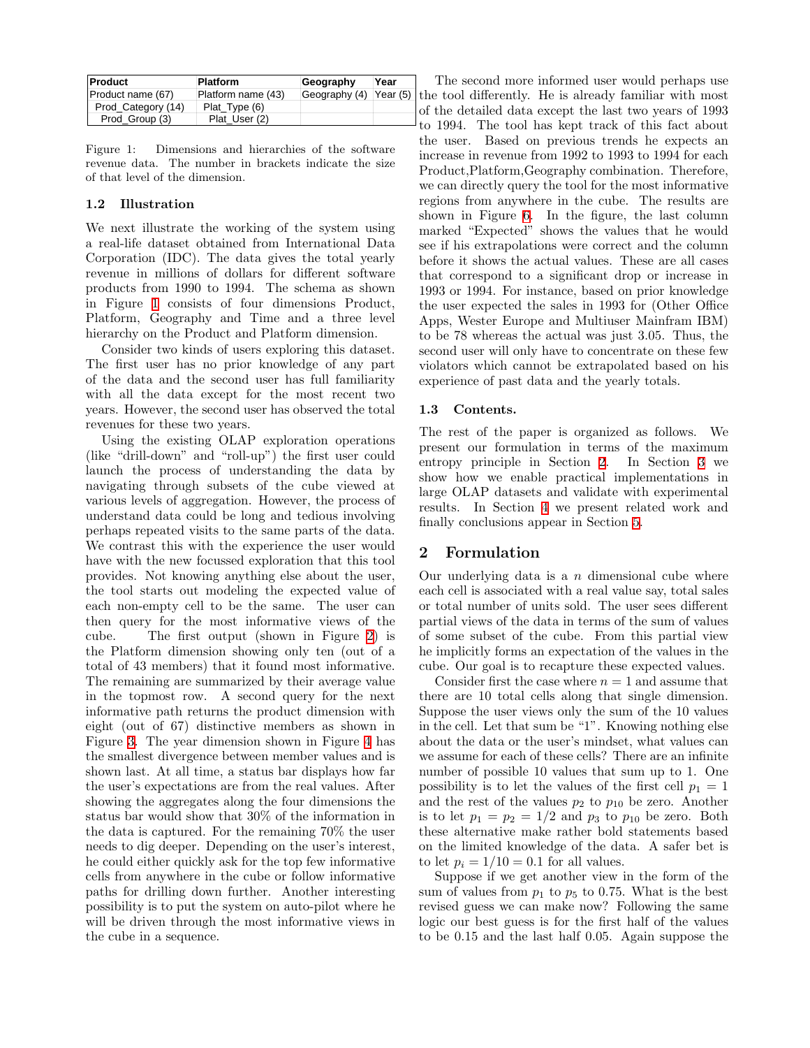| Product | Platform | Geography | Year |
|---|---|---|---|
| Product name (67) | Platform name (43) | Geography (4) | Year (5) |
| Prod_Category (14) | Plat_Type (6) | | |
| Prod_Group (3) | Plat_User (2) | | |

Figure 1: Dimensions and hierarchies of the software revenue data. The number in brackets indicate the size of that level of the dimension.

### 1.2 Illustration

We next illustrate the working of the system using a real-life dataset obtained from International Data Corporation (IDC). The data gives the total yearly revenue in millions of dollars for different software products from 1990 to 1994. The schema as shown in Figure 1 consists of four dimensions Product, Platform, Geography and Time and a three level hierarchy on the Product and Platform dimension.

Consider two kinds of users exploring this dataset. The first user has no prior knowledge of any part of the data and the second user has full familiarity with all the data except for the most recent two years. However, the second user has observed the total revenues for these two years.

Using the existing OLAP exploration operations (like "drill-down" and "roll-up") the first user could launch the process of understanding the data by navigating through subsets of the cube viewed at various levels of aggregation. However, the process of understand data could be long and tedious involving perhaps repeated visits to the same parts of the data. We contrast this with the experience the user would have with the new focussed exploration that this tool provides. Not knowing anything else about the user, the tool starts out modeling the expected value of each non-empty cell to be the same. The user can then query for the most informative views of the cube. The first output (shown in Figure 2) is the Platform dimension showing only ten (out of a total of 43 members) that it found most informative. The remaining are summarized by their average value in the topmost row. A second query for the next informative path returns the product dimension with eight (out of 67) distinctive members as shown in Figure 3. The year dimension shown in Figure 4 has the smallest divergence between member values and is shown last. At all time, a status bar displays how far the user's expectations are from the real values. After showing the aggregates along the four dimensions the status bar would show that 30% of the information in the data is captured. For the remaining 70% the user needs to dig deeper. Depending on the user's interest, he could either quickly ask for the top few informative cells from anywhere in the cube or follow informative paths for drilling down further. Another interesting possibility is to put the system on auto-pilot where he will be driven through the most informative views in the cube in a sequence.

The second more informed user would perhaps use the tool differently. He is already familiar with most of the detailed data except the last two years of 1993 to 1994. The tool has kept track of this fact about the user. Based on previous trends he expects an increase in revenue from 1992 to 1993 to 1994 for each Product,Platform,Geography combination. Therefore, we can directly query the tool for the most informative regions from anywhere in the cube. The results are shown in Figure 6. In the figure, the last column marked "Expected" shows the values that he would see if his extrapolations were correct and the column before it shows the actual values. These are all cases that correspond to a significant drop or increase in 1993 or 1994. For instance, based on prior knowledge the user expected the sales in 1993 for (Other Office Apps, Wester Europe and Multiuser Mainfram IBM) to be 78 whereas the actual was just 3.05. Thus, the second user will only have to concentrate on these few violators which cannot be extrapolated based on his experience of past data and the yearly totals.

### 1.3 Contents.

The rest of the paper is organized as follows. We present our formulation in terms of the maximum entropy principle in Section 2. In Section 3 we show how we enable practical implementations in large OLAP datasets and validate with experimental results. In Section 4 we present related work and finally conclusions appear in Section 5.

## 2 Formulation

Our underlying data is a $n$ dimensional cube where each cell is associated with a real value say, total sales or total number of units sold. The user sees different partial views of the data in terms of the sum of values of some subset of the cube. From this partial view he implicitly forms an expectation of the values in the cube. Our goal is to recapture these expected values.

Consider first the case where $n = 1$ and assume that there are 10 total cells along that single dimension. Suppose the user views only the sum of the 10 values in the cell. Let that sum be "1". Knowing nothing else about the data or the user's mindset, what values can we assume for each of these cells? There are an infinite number of possible 10 values that sum up to 1. One possibility is to let the values of the first cell $p_1 = 1$ and the rest of the values $p_2$ to $p_{10}$ be zero. Another is to let $p_1 = p_2 = 1/2$ and $p_3$ to $p_{10}$ be zero. Both these alternative make rather bold statements based on the limited knowledge of the data. A safer bet is to let $p_i = 1/10 = 0.1$ for all values.

Suppose if we get another view in the form of the sum of values from $p_1$ to $p_5$ to 0.75. What is the best revised guess we can make now? Following the same logic our best guess is for the first half of the values to be 0.15 and the last half 0.05. Again suppose the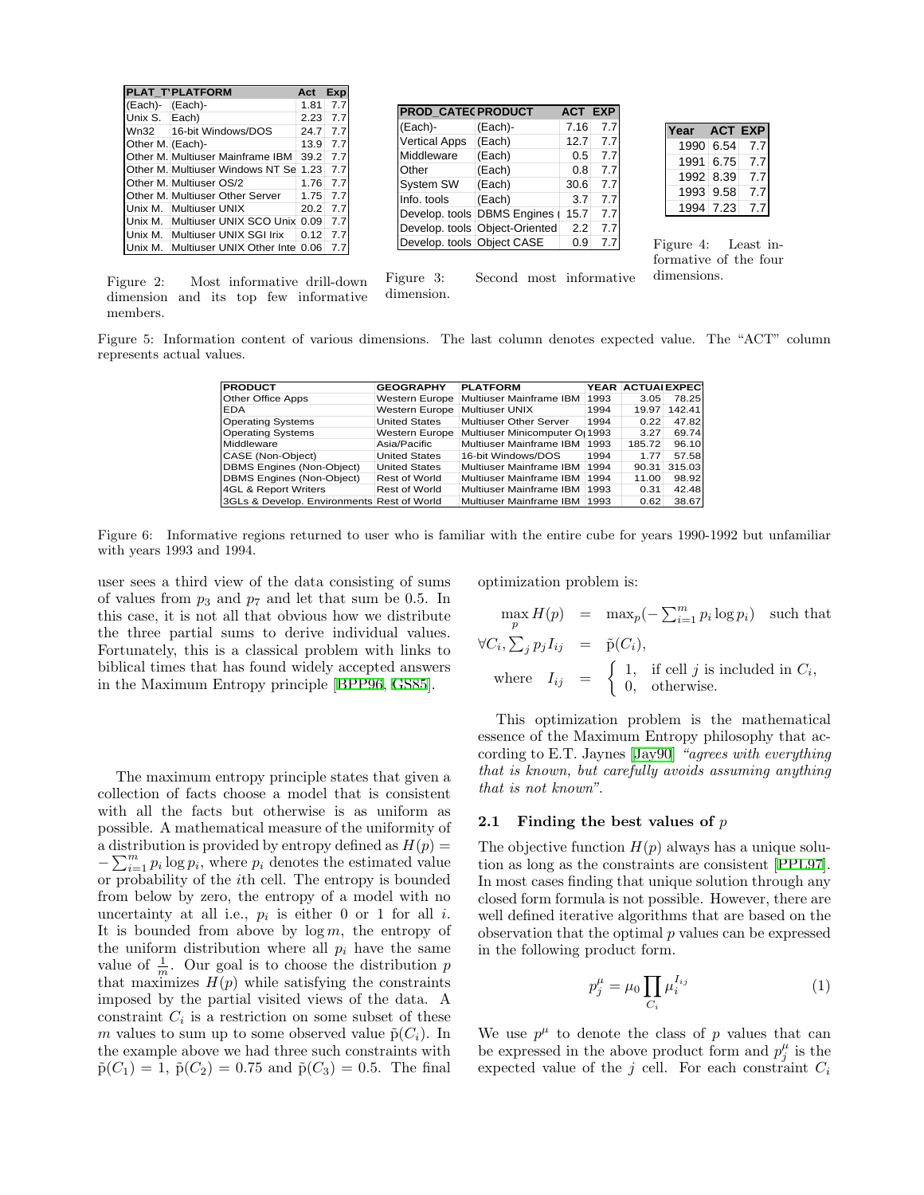| PLAT_T' | PLATFORM | Act | Exp |
|---|---|---|---|
| (Each)- | (Each)- | 1.81 | 7.7 |
| Unix S. | Each) | 2.23 | 7.7 |
| Wn32 | 16-bit Windows/DOS | 24.7 | 7.7 |
| Other M. | (Each)- | 13.9 | 7.7 |
| Other M. | Multiuser Mainframe IBM | 39.2 | 7.7 |
| Other M. | Multiuser Windows NT Se | 1.23 | 7.7 |
| Other M. | Multiuser OS/2 | 1.76 | 7.7 |
| Other M. | Multiuser Other Server | 1.75 | 7.7 |
| Unix M. | Multiuser UNIX | 20.2 | 7.7 |
| Unix M. | Multiuser UNIX SCO Unix | 0.09 | 7.7 |
| Unix M. | Multiuser UNIX SGI Irix | 0.12 | 7.7 |
| Unix M. | Multiuser UNIX Other Inte | 0.06 | 7.7 |

Figure 2: Most informative drill-down dimension and its top few informative members.

| PROD_CATEC | PRODUCT | ACT | EXP |
|---|---|---|---|
| (Each)- | (Each)- | 7.16 | 7.7 |
| Vertical Apps | (Each) | 12.7 | 7.7 |
| Middleware | (Each) | 0.5 | 7.7 |
| Other | (Each) | 0.8 | 7.7 |
| System SW | (Each) | 30.6 | 7.7 |
| Info. tools | (Each) | 3.7 | 7.7 |
| Develop. tools | DBMS Engines ( | 15.7 | 7.7 |
| Develop. tools | Object-Oriented | 2.2 | 7.7 |
| Develop. tools | Object CASE | 0.9 | 7.7 |

Figure 3: Second most informative dimension.

| Year | ACT | EXP |
|---|---|---|
| 1990 | 6.54 | 7.7 |
| 1991 | 6.75 | 7.7 |
| 1992 | 8.39 | 7.7 |
| 1993 | 9.58 | 7.7 |
| 1994 | 7.23 | 7.7 |

Figure 4: Least informative of the four dimensions.

Figure 5: Information content of various dimensions. The last column denotes expected value. The "ACT" column represents actual values.

| PRODUCT | GEOGRAPHY | PLATFORM | YEAR | ACTUAI | EXPEC |
|---|---|---|---|---|---|
| Other Office Apps | Western Europe | Multiuser Mainframe IBM | 1993 | 3.05 | 78.25 |
| EDA | Western Europe | Multiuser UNIX | 1994 | 19.97 | 142.41 |
| Operating Systems | United States | Multiuser Other Server | 1994 | 0.22 | 47.82 |
| Operating Systems | Western Europe | Multiuser Minicomputer O | 1993 | 3.27 | 69.74 |
| Middleware | Asia/Pacific | Multiuser Mainframe IBM | 1993 | 185.72 | 96.10 |
| CASE (Non-Object) | United States | 16-bit Windows/DOS | 1994 | 1.77 | 57.58 |
| DBMS Engines (Non-Object) | United States | Multiuser Mainframe IBM | 1994 | 90.31 | 315.03 |
| DBMS Engines (Non-Object) | Rest of World | Multiuser Mainframe IBM | 1994 | 11.00 | 98.92 |
| 4GL & Report Writers | Rest of World | Multiuser Mainframe IBM | 1993 | 0.31 | 42.48 |
| 3GLs & Develop. Environments | Rest of World | Multiuser Mainframe IBM | 1993 | 0.62 | 38.67 |

Figure 6: Informative regions returned to user who is familiar with the entire cube for years 1990-1992 but unfamiliar with years 1993 and 1994.

user sees a third view of the data consisting of sums of values from $p_3$ and $p_7$ and let that sum be 0.5. In this case, it is not all that obvious how we distribute the three partial sums to derive individual values. Fortunately, this is a classical problem with links to biblical times that has found widely accepted answers in the Maximum Entropy principle [BPP96, GS85].

The maximum entropy principle states that given a collection of facts choose a model that is consistent with all the facts but otherwise is as uniform as possible. A mathematical measure of the uniformity of a distribution is provided by entropy defined as $H(p) = -\sum_{i=1}^{m} p_i \log p_i$, where $p_i$ denotes the estimated value or probability of the $i$th cell. The entropy is bounded from below by zero, the entropy of a model with no uncertainty at all i.e., $p_i$ is either 0 or 1 for all $i$. It is bounded from above by $\log m$, the entropy of the uniform distribution where all $p_i$ have the same value of $\frac{1}{m}$. Our goal is to choose the distribution $p$ that maximizes $H(p)$ while satisfying the constraints imposed by the partial visited views of the data. A constraint $C_i$ is a restriction on some subset of these $m$ values to sum up to some observed value $\tilde{p}(C_i)$. In the example above we had three such constraints with $\tilde{p}(C_1) = 1$, $\tilde{p}(C_2) = 0.75$ and $\tilde{p}(C_3) = 0.5$. The final optimization problem is:

$$
\begin{aligned}
\max_p H(p) &= \max_p(-\textstyle\sum_{i=1}^{m} p_i \log p_i) \quad \text{such that} \\
\forall C_i, \textstyle\sum_j p_j I_{ij} &= \tilde{p}(C_i), \\
\text{where} \quad I_{ij} &= \begin{cases} 1, & \text{if cell } j \text{ is included in } C_i, \\ 0, & \text{otherwise.} \end{cases}
\end{aligned}
$$

This optimization problem is the mathematical essence of the Maximum Entropy philosophy that according to E.T. Jaynes [Jay90] *"agrees with everything that is known, but carefully avoids assuming anything that is not known"*.

### 2.1 Finding the best values of $p$

The objective function $H(p)$ always has a unique solution as long as the constraints are consistent [PPL97]. In most cases finding that unique solution through any closed form formula is not possible. However, there are well defined iterative algorithms that are based on the observation that the optimal $p$ values can be expressed in the following product form.

$$
p_j^{\mu} = \mu_0 \prod_{C_i} \mu_i^{I_{ij}} \tag{1}
$$

We use $p^{\mu}$ to denote the class of $p$ values that can be expressed in the above product form and $p_j^{\mu}$ is the expected value of the $j$ cell. For each constraint $C_i$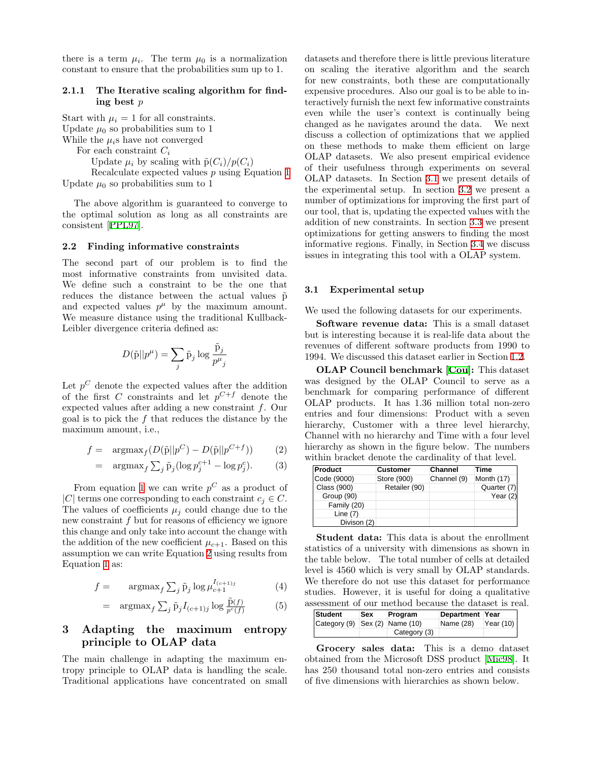there is a term $\mu_i$. The term $\mu_0$ is a normalization constant to ensure that the probabilities sum up to 1.

#### 2.1.1 The Iterative scaling algorithm for finding best $p$

Start with $\mu_i = 1$ for all constraints.
Update $\mu_0$ so probabilities sum to 1
While the $\mu_i$s have not converged
  For each constraint $C_i$
    Update $\mu_i$ by scaling with $\tilde{p}(C_i)/p(C_i)$
    Recalculate expected values $p$ using Equation 1
Update $\mu_0$ so probabilities sum to 1

The above algorithm is guaranteed to converge to the optimal solution as long as all constraints are consistent [PPL97].

### 2.2 Finding informative constraints

The second part of our problem is to find the most informative constraints from unvisited data. We define such a constraint to be the one that reduces the distance between the actual values $\tilde{p}$ and expected values $p^{\mu}$ by the maximum amount. We measure distance using the traditional Kullback-Leibler divergence criteria defined as:

$$D(\tilde{p}||p^{\mu}) = \sum_j \tilde{p}_j \log \frac{\tilde{p}_j}{p^{\mu}{}_j}$$

Let $p^C$ denote the expected values after the addition of the first $C$ constraints and let $p^{C+f}$ denote the expected values after adding a new constraint $f$. Our goal is to pick the $f$ that reduces the distance by the maximum amount, i.e.,

$$f = \operatorname{argmax}_f (D(\tilde{p}||p^C) - D(\tilde{p}||p^{C+f})) \quad (2)$$

$$= \operatorname{argmax}_f \sum_j \tilde{p}_j (\log p_j^{c+1} - \log p_j^c). \quad (3)$$

From equation 1 we can write $p^C$ as a product of $|C|$ terms one corresponding to each constraint $c_j \in C$. The values of coefficients $\mu_j$ could change due to the new constraint $f$ but for reasons of efficiency we ignore this change and only take into account the change with the addition of the new coefficient $\mu_{c+1}$. Based on this assumption we can write Equation 2 using results from Equation 1 as:

$$f = \operatorname{argmax}_f \sum_j \tilde{p}_j \log \mu_{c+1}^{I_{(c+1)j}} \quad (4)$$

$$= \operatorname{argmax}_f \sum_j \tilde{p}_j I_{(c+1)j} \log \frac{\tilde{p}(f)}{p^c(f)} \quad (5)$$

## 3 Adapting the maximum entropy principle to OLAP data

The main challenge in adapting the maximum entropy principle to OLAP data is handling the scale. Traditional applications have concentrated on small datasets and therefore there is little previous literature on scaling the iterative algorithm and the search for new constraints, both these are computationally expensive procedures. Also our goal is to be able to interactively furnish the next few informative constraints even while the user's context is continually being changed as he navigates around the data. We next discuss a collection of optimizations that we applied on these methods to make them efficient on large OLAP datasets. We also present empirical evidence of their usefulness through experiments on several OLAP datasets. In Section 3.1 we present details of the experimental setup. In section 3.2 we present a number of optimizations for improving the first part of our tool, that is, updating the expected values with the addition of new constraints. In section 3.3 we present optimizations for getting answers to finding the most informative regions. Finally, in Section 3.4 we discuss issues in integrating this tool with a OLAP system.

### 3.1 Experimental setup

We used the following datasets for our experiments.

**Software revenue data:** This is a small dataset but is interesting because it is real-life data about the revenues of different software products from 1990 to 1994. We discussed this dataset earlier in Section 1.2.

**OLAP Council benchmark [Cou]:** This dataset was designed by the OLAP Council to serve as a benchmark for comparing performance of different OLAP products. It has 1.36 million total non-zero entries and four dimensions: Product with a seven hierarchy, Customer with a three level hierarchy, Channel with no hierarchy and Time with a four level hierarchy as shown in the figure below. The numbers within bracket denote the cardinality of that level.

| Product | Customer | Channel | Time |
|---|---|---|---|
| Code (9000) | Store (900) | Channel (9) | Month (17) |
| Class (900) | Retailer (90) | | Quarter (7) |
| Group (90) | | | Year (2) |
| Family (20) | | | |
| Line (7) | | | |
| Divison (2) | | | |

**Student data:** This data is about the enrollment statistics of a university with dimensions as shown in the table below. The total number of cells at detailed level is 4560 which is very small by OLAP standards. We therefore do not use this dataset for performance studies. However, it is useful for doing a qualitative assessment of our method because the dataset is real.

| Student | Sex | Program | Department | Year |
|---|---|---|---|---|
| Category (9) | Sex (2) | Name (10) | Name (28) | Year (10) |
| | | Category (3) | | |

**Grocery sales data:** This is a demo dataset obtained from the Microsoft DSS product [Mic98]. It has 250 thousand total non-zero entries and consists of five dimensions with hierarchies as shown below.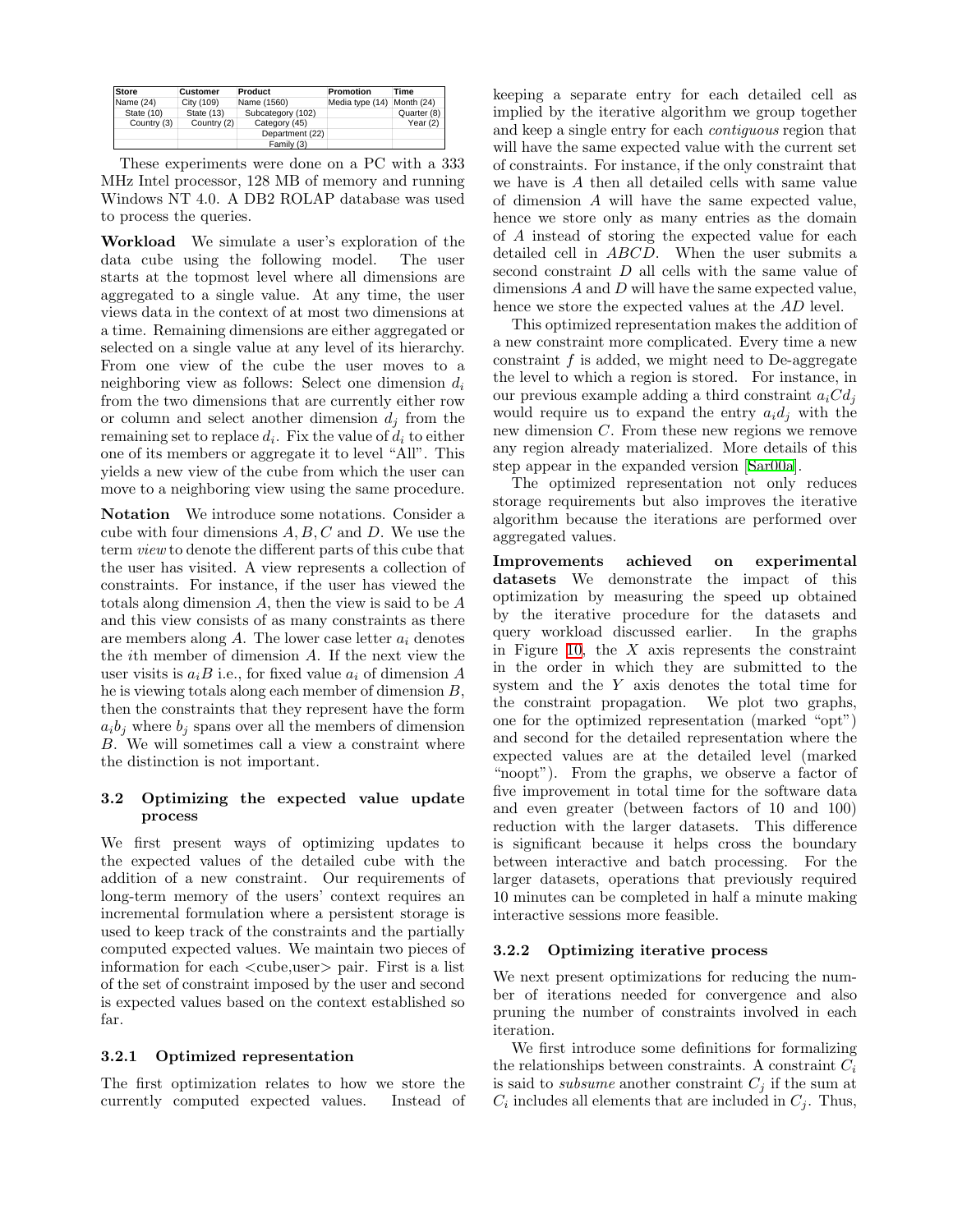| Store | Customer | Product | Promotion | Time |
|---|---|---|---|---|
| Name (24) | City (109) | Name (1560) | Media type (14) | Month (24) |
| State (10) | State (13) | Subcategory (102) | | Quarter (8) |
| Country (3) | Country (2) | Category (45) | | Year (2) |
| | | Department (22) | | |
| | | Family (3) | | |

These experiments were done on a PC with a 333 MHz Intel processor, 128 MB of memory and running Windows NT 4.0. A DB2 ROLAP database was used to process the queries.

**Workload** We simulate a user's exploration of the data cube using the following model. The user starts at the topmost level where all dimensions are aggregated to a single value. At any time, the user views data in the context of at most two dimensions at a time. Remaining dimensions are either aggregated or selected on a single value at any level of its hierarchy. From one view of the cube the user moves to a neighboring view as follows: Select one dimension $d_i$ from the two dimensions that are currently either row or column and select another dimension $d_j$ from the remaining set to replace $d_i$. Fix the value of $d_i$ to either one of its members or aggregate it to level "All". This yields a new view of the cube from which the user can move to a neighboring view using the same procedure.

**Notation** We introduce some notations. Consider a cube with four dimensions $A, B, C$ and $D$. We use the term *view* to denote the different parts of this cube that the user has visited. A view represents a collection of constraints. For instance, if the user has viewed the totals along dimension $A$, then the view is said to be $A$ and this view consists of as many constraints as there are members along $A$. The lower case letter $a_i$ denotes the $i$th member of dimension $A$. If the next view the user visits is $a_iB$ i.e., for fixed value $a_i$ of dimension $A$ he is viewing totals along each member of dimension $B$, then the constraints that they represent have the form $a_ib_j$ where $b_j$ spans over all the members of dimension $B$. We will sometimes call a view a constraint where the distinction is not important.

### 3.2 Optimizing the expected value update process

We first present ways of optimizing updates to the expected values of the detailed cube with the addition of a new constraint. Our requirements of long-term memory of the users' context requires an incremental formulation where a persistent storage is used to keep track of the constraints and the partially computed expected values. We maintain two pieces of information for each <cube,user> pair. First is a list of the set of constraint imposed by the user and second is expected values based on the context established so far.

#### 3.2.1 Optimized representation

The first optimization relates to how we store the currently computed expected values. Instead of keeping a separate entry for each detailed cell as implied by the iterative algorithm we group together and keep a single entry for each *contiguous* region that will have the same expected value with the current set of constraints. For instance, if the only constraint that we have is $A$ then all detailed cells with same value of dimension $A$ will have the same expected value, hence we store only as many entries as the domain of $A$ instead of storing the expected value for each detailed cell in $ABCD$. When the user submits a second constraint $D$ all cells with the same value of dimensions $A$ and $D$ will have the same expected value, hence we store the expected values at the $AD$ level.

This optimized representation makes the addition of a new constraint more complicated. Every time a new constraint $f$ is added, we might need to De-aggregate the level to which a region is stored. For instance, in our previous example adding a third constraint $a_iCd_j$ would require us to expand the entry $a_id_j$ with the new dimension $C$. From these new regions we remove any region already materialized. More details of this step appear in the expanded version [Sar00a].

The optimized representation not only reduces storage requirements but also improves the iterative algorithm because the iterations are performed over aggregated values.

**Improvements achieved on experimental datasets** We demonstrate the impact of this optimization by measuring the speed up obtained by the iterative procedure for the datasets and query workload discussed earlier. In the graphs in Figure 10, the $X$ axis represents the constraint in the order in which they are submitted to the system and the $Y$ axis denotes the total time for the constraint propagation. We plot two graphs, one for the optimized representation (marked "opt") and second for the detailed representation where the expected values are at the detailed level (marked "noopt"). From the graphs, we observe a factor of five improvement in total time for the software data and even greater (between factors of 10 and 100) reduction with the larger datasets. This difference is significant because it helps cross the boundary between interactive and batch processing. For the larger datasets, operations that previously required 10 minutes can be completed in half a minute making interactive sessions more feasible.

#### 3.2.2 Optimizing iterative process

We next present optimizations for reducing the number of iterations needed for convergence and also pruning the number of constraints involved in each iteration.

We first introduce some definitions for formalizing the relationships between constraints. A constraint $C_i$ is said to *subsume* another constraint $C_j$ if the sum at $C_i$ includes all elements that are included in $C_j$. Thus,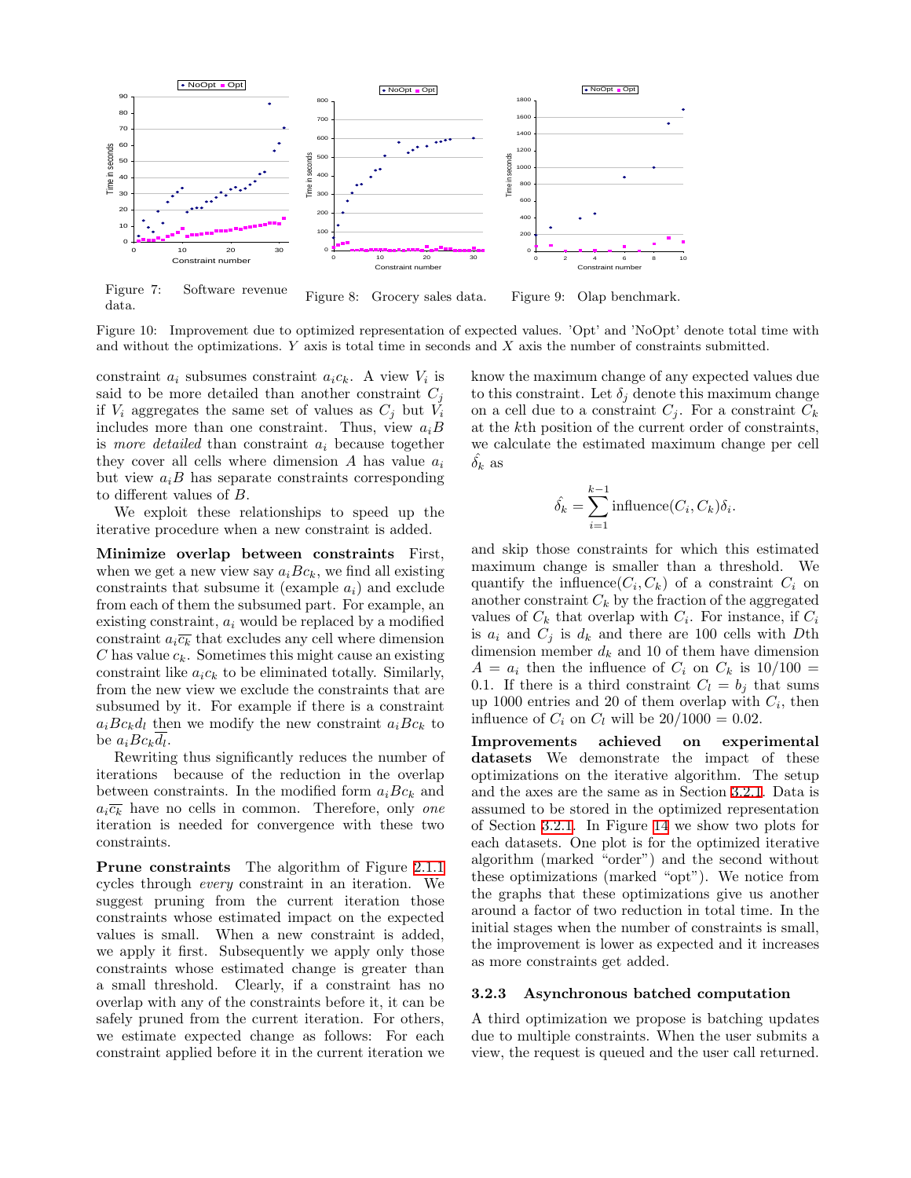Figure 7: Software revenue data.

Figure 8: Grocery sales data.

Figure 9: Olap benchmark.

Figure 10: Improvement due to optimized representation of expected values. 'Opt' and 'NoOpt' denote total time with and without the optimizations. $Y$ axis is total time in seconds and $X$ axis the number of constraints submitted.

constraint $a_i$ subsumes constraint $a_i c_k$. A view $V_i$ is said to be more detailed than another constraint $C_j$ if $V_i$ aggregates the same set of values as $C_j$ but $V_i$ includes more than one constraint. Thus, view $a_i B$ is *more detailed* than constraint $a_i$ because together they cover all cells where dimension $A$ has value $a_i$ but view $a_i B$ has separate constraints corresponding to different values of $B$.

We exploit these relationships to speed up the iterative procedure when a new constraint is added.

**Minimize overlap between constraints** First, when we get a new view say $a_i B c_k$, we find all existing constraints that subsume it (example $a_i$) and exclude from each of them the subsumed part. For example, an existing constraint, $a_i$ would be replaced by a modified constraint $a_i \overline{c_k}$ that excludes any cell where dimension $C$ has value $c_k$. Sometimes this might cause an existing constraint like $a_i c_k$ to be eliminated totally. Similarly, from the new view we exclude the constraints that are subsumed by it. For example if there is a constraint $a_i B c_k d_l$ then we modify the new constraint $a_i B c_k$ to be $a_i B c_k \overline{d_l}$.

Rewriting thus significantly reduces the number of iterations because of the reduction in the overlap between constraints. In the modified form $a_i B c_k$ and $a_i \overline{c_k}$ have no cells in common. Therefore, only *one* iteration is needed for convergence with these two constraints.

**Prune constraints** The algorithm of Figure 2.1.1 cycles through *every* constraint in an iteration. We suggest pruning from the current iteration those constraints whose estimated impact on the expected values is small. When a new constraint is added, we apply it first. Subsequently we apply only those constraints whose estimated change is greater than a small threshold. Clearly, if a constraint has no overlap with any of the constraints before it, it can be safely pruned from the current iteration. For others, we estimate expected change as follows: For each constraint applied before it in the current iteration we know the maximum change of any expected values due to this constraint. Let $\delta_j$ denote this maximum change on a cell due to a constraint $C_j$. For a constraint $C_k$ at the $k$th position of the current order of constraints, we calculate the estimated maximum change per cell $\hat{\delta_k}$ as

$$\hat{\delta_k} = \sum_{i=1}^{k-1} \text{influence}(C_i, C_k)\delta_i.$$

and skip those constraints for which this estimated maximum change is smaller than a threshold. We quantify the influence$(C_i, C_k)$ of a constraint $C_i$ on another constraint $C_k$ by the fraction of the aggregated values of $C_k$ that overlap with $C_i$. For instance, if $C_i$ is $a_i$ and $C_j$ is $d_k$ and there are 100 cells with $D$th dimension member $d_k$ and 10 of them have dimension $A = a_i$ then the influence of $C_i$ on $C_k$ is $10/100 = 0.1$. If there is a third constraint $C_l = b_j$ that sums up 1000 entries and 20 of them overlap with $C_i$, then influence of $C_i$ on $C_l$ will be $20/1000 = 0.02$.

**Improvements achieved on experimental datasets** We demonstrate the impact of these optimizations on the iterative algorithm. The setup and the axes are the same as in Section 3.2.1. Data is assumed to be stored in the optimized representation of Section 3.2.1. In Figure 14 we show two plots for each datasets. One plot is for the optimized iterative algorithm (marked "order") and the second without these optimizations (marked "opt"). We notice from the graphs that these optimizations give us another around a factor of two reduction in total time. In the initial stages when the number of constraints is small, the improvement is lower as expected and it increases as more constraints get added.

### 3.2.3 Asynchronous batched computation

A third optimization we propose is batching updates due to multiple constraints. When the user submits a view, the request is queued and the user call returned.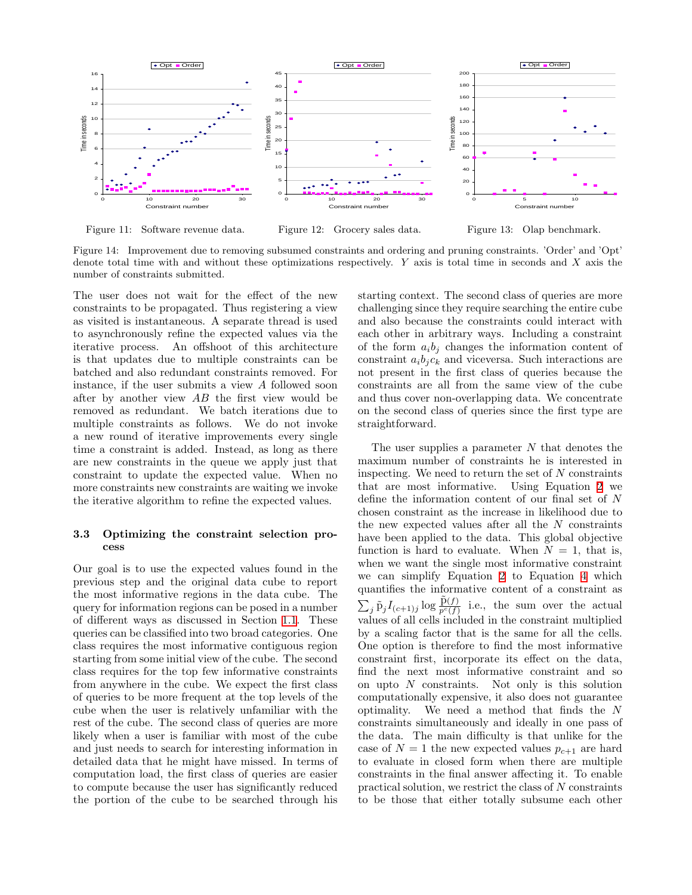Figure 11: Software revenue data.

Figure 12: Grocery sales data.

Figure 13: Olap benchmark.

Figure 14: Improvement due to removing subsumed constraints and ordering and pruning constraints. 'Order' and 'Opt' denote total time with and without these optimizations respectively. $Y$ axis is total time in seconds and $X$ axis the number of constraints submitted.

The user does not wait for the effect of the new constraints to be propagated. Thus registering a view as visited is instantaneous. A separate thread is used to asynchronously refine the expected values via the iterative process. An offshoot of this architecture is that updates due to multiple constraints can be batched and also redundant constraints removed. For instance, if the user submits a view $A$ followed soon after by another view $AB$ the first view would be removed as redundant. We batch iterations due to multiple constraints as follows. We do not invoke a new round of iterative improvements every single time a constraint is added. Instead, as long as there are new constraints in the queue we apply just that constraint to update the expected value. When no more constraints new constraints are waiting we invoke the iterative algorithm to refine the expected values.

### 3.3 Optimizing the constraint selection process

Our goal is to use the expected values found in the previous step and the original data cube to report the most informative regions in the data cube. The query for information regions can be posed in a number of different ways as discussed in Section 1.1. These queries can be classified into two broad categories. One class requires the most informative contiguous region starting from some initial view of the cube. The second class requires for the top few informative constraints from anywhere in the cube. We expect the first class of queries to be more frequent at the top levels of the cube when the user is relatively unfamiliar with the rest of the cube. The second class of queries are more likely when a user is familiar with most of the cube and just needs to search for interesting information in detailed data that he might have missed. In terms of computation load, the first class of queries are easier to compute because the user has significantly reduced the portion of the cube to be searched through his starting context. The second class of queries are more challenging since they require searching the entire cube and also because the constraints could interact with each other in arbitrary ways. Including a constraint of the form $a_i b_j$ changes the information content of constraint $a_i b_j c_k$ and viceversa. Such interactions are not present in the first class of queries because the constraints are all from the same view of the cube and thus cover non-overlapping data. We concentrate on the second class of queries since the first type are straightforward.

The user supplies a parameter $N$ that denotes the maximum number of constraints he is interested in inspecting. We need to return the set of $N$ constraints that are most informative. Using Equation 2 we define the information content of our final set of $N$ chosen constraint as the increase in likelihood due to the new expected values after all the $N$ constraints have been applied to the data. This global objective function is hard to evaluate. When $N = 1$, that is, when we want the single most informative constraint we can simplify Equation 2 to Equation 4 which quantifies the informative content of a constraint as $\sum_j \tilde{\text{p}}_j I_{(c+1)j} \log \frac{\tilde{\text{p}}(f)}{p^c(f)}$ i.e., the sum over the actual values of all cells included in the constraint multiplied by a scaling factor that is the same for all the cells. One option is therefore to find the most informative constraint first, incorporate its effect on the data, find the next most informative constraint and so on upto $N$ constraints. Not only is this solution computationally expensive, it also does not guarantee optimality. We need a method that finds the $N$ constraints simultaneously and ideally in one pass of the data. The main difficulty is that unlike for the case of $N = 1$ the new expected values $p_{c+1}$ are hard to evaluate in closed form when there are multiple constraints in the final answer affecting it. To enable practical solution, we restrict the class of $N$ constraints to be those that either totally subsume each other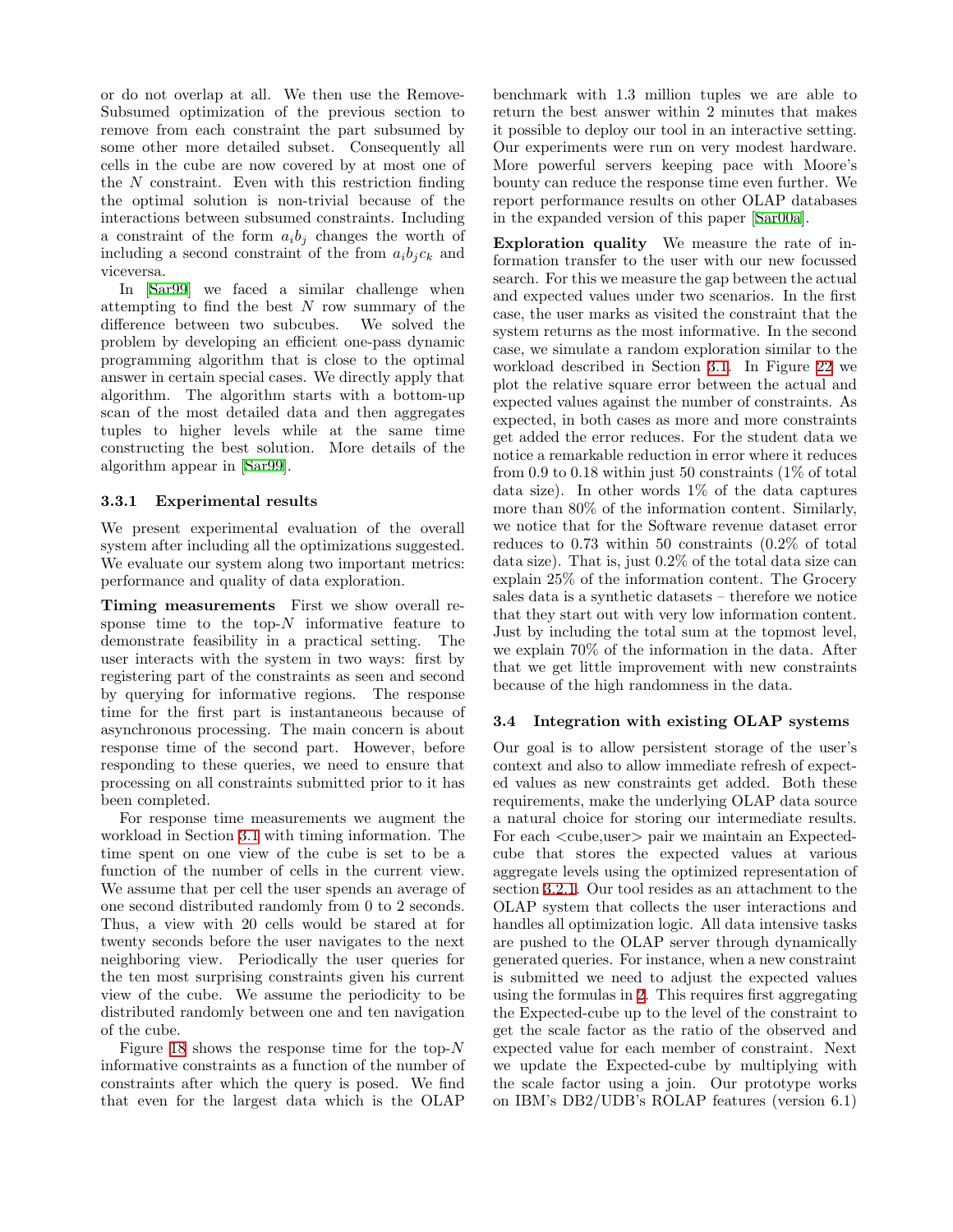or do not overlap at all. We then use the Remove-Subsumed optimization of the previous section to remove from each constraint the part subsumed by some other more detailed subset. Consequently all cells in the cube are now covered by at most one of the $N$ constraint. Even with this restriction finding the optimal solution is non-trivial because of the interactions between subsumed constraints. Including a constraint of the form $a_i b_j$ changes the worth of including a second constraint of the from $a_i b_j c_k$ and viceversa.

In [Sar99] we faced a similar challenge when attempting to find the best $N$ row summary of the difference between two subcubes. We solved the problem by developing an efficient one-pass dynamic programming algorithm that is close to the optimal answer in certain special cases. We directly apply that algorithm. The algorithm starts with a bottom-up scan of the most detailed data and then aggregates tuples to higher levels while at the same time constructing the best solution. More details of the algorithm appear in [Sar99].

#### 3.3.1 Experimental results

We present experimental evaluation of the overall system after including all the optimizations suggested. We evaluate our system along two important metrics: performance and quality of data exploration.

**Timing measurements** First we show overall response time to the top-$N$ informative feature to demonstrate feasibility in a practical setting. The user interacts with the system in two ways: first by registering part of the constraints as seen and second by querying for informative regions. The response time for the first part is instantaneous because of asynchronous processing. The main concern is about response time of the second part. However, before responding to these queries, we need to ensure that processing on all constraints submitted prior to it has been completed.

For response time measurements we augment the workload in Section 3.1 with timing information. The time spent on one view of the cube is set to be a function of the number of cells in the current view. We assume that per cell the user spends an average of one second distributed randomly from 0 to 2 seconds. Thus, a view with 20 cells would be stared at for twenty seconds before the user navigates to the next neighboring view. Periodically the user queries for the ten most surprising constraints given his current view of the cube. We assume the periodicity to be distributed randomly between one and ten navigation of the cube.

Figure 18 shows the response time for the top-$N$ informative constraints as a function of the number of constraints after which the query is posed. We find that even for the largest data which is the OLAP benchmark with 1.3 million tuples we are able to return the best answer within 2 minutes that makes it possible to deploy our tool in an interactive setting. Our experiments were run on very modest hardware. More powerful servers keeping pace with Moore's bounty can reduce the response time even further. We report performance results on other OLAP databases in the expanded version of this paper [Sar00a].

**Exploration quality** We measure the rate of information transfer to the user with our new focussed search. For this we measure the gap between the actual and expected values under two scenarios. In the first case, the user marks as visited the constraint that the system returns as the most informative. In the second case, we simulate a random exploration similar to the workload described in Section 3.1. In Figure 22 we plot the relative square error between the actual and expected values against the number of constraints. As expected, in both cases as more and more constraints get added the error reduces. For the student data we notice a remarkable reduction in error where it reduces from 0.9 to 0.18 within just 50 constraints (1% of total data size). In other words 1% of the data captures more than 80% of the information content. Similarly, we notice that for the Software revenue dataset error reduces to 0.73 within 50 constraints (0.2% of total data size). That is, just 0.2% of the total data size can explain 25% of the information content. The Grocery sales data is a synthetic datasets – therefore we notice that they start out with very low information content. Just by including the total sum at the topmost level, we explain 70% of the information in the data. After that we get little improvement with new constraints because of the high randomness in the data.

### 3.4 Integration with existing OLAP systems

Our goal is to allow persistent storage of the user's context and also to allow immediate refresh of expected values as new constraints get added. Both these requirements, make the underlying OLAP data source a natural choice for storing our intermediate results. For each <cube,user> pair we maintain an Expected-cube that stores the expected values at various aggregate levels using the optimized representation of section 3.2.1. Our tool resides as an attachment to the OLAP system that collects the user interactions and handles all optimization logic. All data intensive tasks are pushed to the OLAP server through dynamically generated queries. For instance, when a new constraint is submitted we need to adjust the expected values using the formulas in 2. This requires first aggregating the Expected-cube up to the level of the constraint to get the scale factor as the ratio of the observed and expected value for each member of constraint. Next we update the Expected-cube by multiplying with the scale factor using a join. Our prototype works on IBM's DB2/UDB's ROLAP features (version 6.1)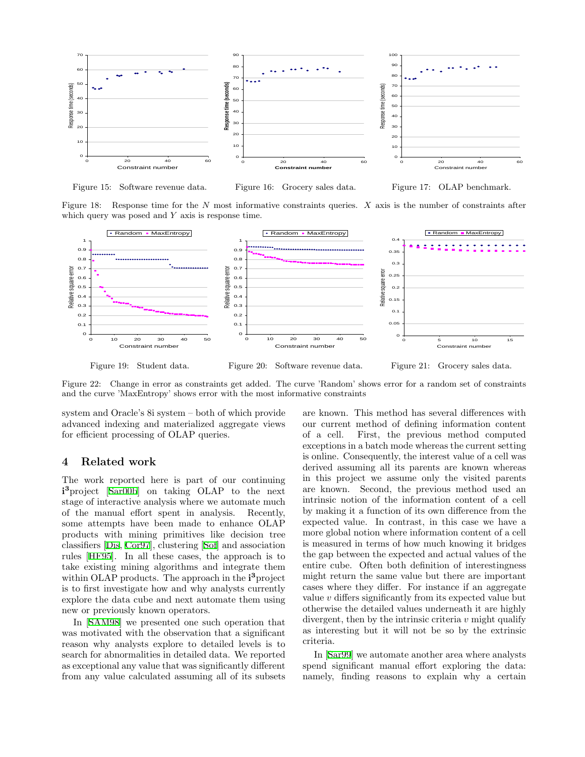Figure 15: Software revenue data.

Figure 16: Grocery sales data.

Figure 17: OLAP benchmark.

Figure 18: Response time for the $N$ most informative constraints queries. $X$ axis is the number of constraints after which query was posed and $Y$ axis is response time.

Figure 19: Student data.

Figure 20: Software revenue data.

Figure 21: Grocery sales data.

Figure 22: Change in error as constraints get added. The curve 'Random' shows error for a random set of constraints and the curve 'MaxEntropy' shows error with the most informative constraints

system and Oracle's 8i system – both of which provide advanced indexing and materialized aggregate views for efficient processing of OLAP queries.

## 4 Related work

The work reported here is part of our continuing **i$^3$**project [Sar00b] on taking OLAP to the next stage of interactive analysis where we automate much of the manual effort spent in analysis. Recently, some attempts have been made to enhance OLAP products with mining primitives like decision tree classifiers [Dis, Cor97], clustering [Sof] and association rules [HF95]. In all these cases, the approach is to take existing mining algorithms and integrate them within OLAP products. The approach in the **i$^3$**project is to first investigate how and why analysts currently explore the data cube and next automate them using new or previously known operators.

In [SAM98] we presented one such operation that was motivated with the observation that a significant reason why analysts explore to detailed levels is to search for abnormalities in detailed data. We reported as exceptional any value that was significantly different from any value calculated assuming all of its subsets are known. This method has several differences with our current method of defining information content of a cell. First, the previous method computed exceptions in a batch mode whereas the current setting is online. Consequently, the interest value of a cell was derived assuming all its parents are known whereas in this project we assume only the visited parents are known. Second, the previous method used an intrinsic notion of the information content of a cell by making it a function of its own difference from the expected value. In contrast, in this case we have a more global notion where information content of a cell is measured in terms of how much knowing it bridges the gap between the expected and actual values of the entire cube. Often both definition of interestingness might return the same value but there are important cases where they differ. For instance if an aggregate value $v$ differs significantly from its expected value but otherwise the detailed values underneath it are highly divergent, then by the intrinsic criteria $v$ might qualify as interesting but it will not be so by the extrinsic criteria.

In [Sar99] we automate another area where analysts spend significant manual effort exploring the data: namely, finding reasons to explain why a certain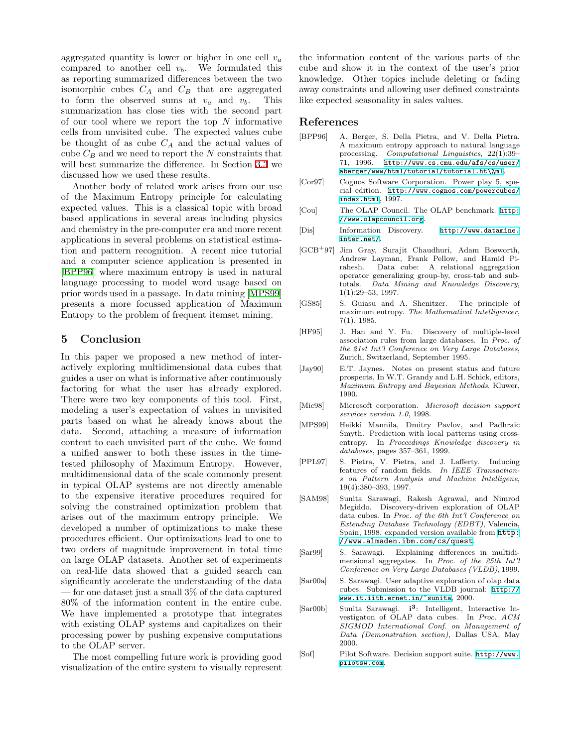aggregated quantity is lower or higher in one cell $v_a$ compared to another cell $v_b$. We formulated this as reporting summarized differences between the two isomorphic cubes $C_A$ and $C_B$ that are aggregated to form the observed sums at $v_a$ and $v_b$. This summarization has close ties with the second part of our tool where we report the top $N$ informative cells from unvisited cube. The expected values cube be thought of as cube $C_A$ and the actual values of cube $C_B$ and we need to report the $N$ constraints that will best summarize the difference. In Section 3.3 we discussed how we used these results.

Another body of related work arises from our use of the Maximum Entropy principle for calculating expected values. This is a classical topic with broad based applications in several areas including physics and chemistry in the pre-computer era and more recent applications in several problems on statistical estimation and pattern recognition. A recent nice tutorial and a computer science application is presented in [BPP96] where maximum entropy is used in natural language processing to model word usage based on prior words used in a passage. In data mining [MPS99] presents a more focussed application of Maximum Entropy to the problem of frequent itemset mining.

## 5 Conclusion

In this paper we proposed a new method of interactively exploring multidimensional data cubes that guides a user on what is informative after continuously factoring for what the user has already explored. There were two key components of this tool. First, modeling a user's expectation of values in unvisited parts based on what he already knows about the data. Second, attaching a measure of information content to each unvisited part of the cube. We found a unified answer to both these issues in the time-tested philosophy of Maximum Entropy. However, multidimensional data of the scale commonly present in typical OLAP systems are not directly amenable to the expensive iterative procedures required for solving the constrained optimization problem that arises out of the maximum entropy principle. We developed a number of optimizations to make these procedures efficient. Our optimizations lead to one to two orders of magnitude improvement in total time on large OLAP datasets. Another set of experiments on real-life data showed that a guided search can significantly accelerate the understanding of the data — for one dataset just a small 3% of the data captured 80% of the information content in the entire cube. We have implemented a prototype that integrates with existing OLAP systems and capitalizes on their processing power by pushing expensive computations to the OLAP server.

The most compelling future work is providing good visualization of the entire system to visually represent the information content of the various parts of the cube and show it in the context of the user's prior knowledge. Other topics include deleting or fading away constraints and allowing user defined constraints like expected seasonality in sales values.

## References

[BPP96] A. Berger, S. Della Pietra, and V. Della Pietra. A maximum entropy approach to natural language processing. *Computational Linguistics*, 22(1):39–71, 1996. http://www.cs.cmu.edu/afs/cs/user/aberger/www/html/tutorial/tutorial.ht\%ml.

[Cor97] Cognos Software Corporation. Power play 5, special edition. http://www.cognos.com/powercubes/index.html, 1997.

[Cou] The OLAP Council. The OLAP benchmark. http://www.olapcouncil.org.

[Dis] Information Discovery. http://www.datamine.inter.net/.

[GCB+97] Jim Gray, Surajit Chaudhuri, Adam Bosworth, Andrew Layman, Frank Pellow, and Hamid Pirahesh. Data cube: A relational aggregation operator generalizing group-by, cross-tab and subtotals. *Data Mining and Knowledge Discovery*, 1(1):29–53, 1997.

[GS85] S. Guiasu and A. Shenitzer. The principle of maximum entropy. *The Mathematical Intelligencer*, 7(1), 1985.

[HF95] J. Han and Y. Fu. Discovery of multiple-level association rules from large databases. In *Proc. of the 21st Int'l Conference on Very Large Databases*, Zurich, Switzerland, September 1995.

[Jay90] E.T. Jaynes. Notes on present status and future prospects. In W.T. Grandy and L.H. Schick, editors, *Maximum Entropy and Bayesian Methods*. Kluwer, 1990.

[Mic98] Microsoft corporation. *Microsoft decision support services version 1.0*, 1998.

[MPS99] Heikki Mannila, Dmitry Pavlov, and Padhraic Smyth. Prediction with local patterns using cross-entropy. In *Proceedings Knowledge discovery in databases*, pages 357–361, 1999.

[PPL97] S. Pietra, V. Pietra, and J. Lafferty. Inducing features of random fields. *In IEEE Transactions on Pattern Analysis and Machine Intelligene*, 19(4):380–393, 1997.

[SAM98] Sunita Sarawagi, Rakesh Agrawal, and Nimrod Megiddo. Discovery-driven exploration of OLAP data cubes. In *Proc. of the 6th Int'l Conference on Extending Database Technology (EDBT)*, Valencia, Spain, 1998. expanded version available from http://www.almaden.ibm.com/cs/quest.

[Sar99] S. Sarawagi. Explaining differences in multidimensional aggregates. In *Proc. of the 25th Int'l Conference on Very Large Databases (VLDB)*, 1999.

[Sar00a] S. Sarawagi. User adaptive exploration of olap data cubes. Submission to the VLDB journal: http://www.it.iitb.ernet.in/~sunita, 2000.

[Sar00b] Sunita Sarawagi. **i³**: Intelligent, Interactive Investigaton of OLAP data cubes. In *Proc. ACM SIGMOD International Conf. on Management of Data (Demonstration section)*, Dallas USA, May 2000.

[Sof] Pilot Software. Decision support suite. http://www.pilotsw.com.